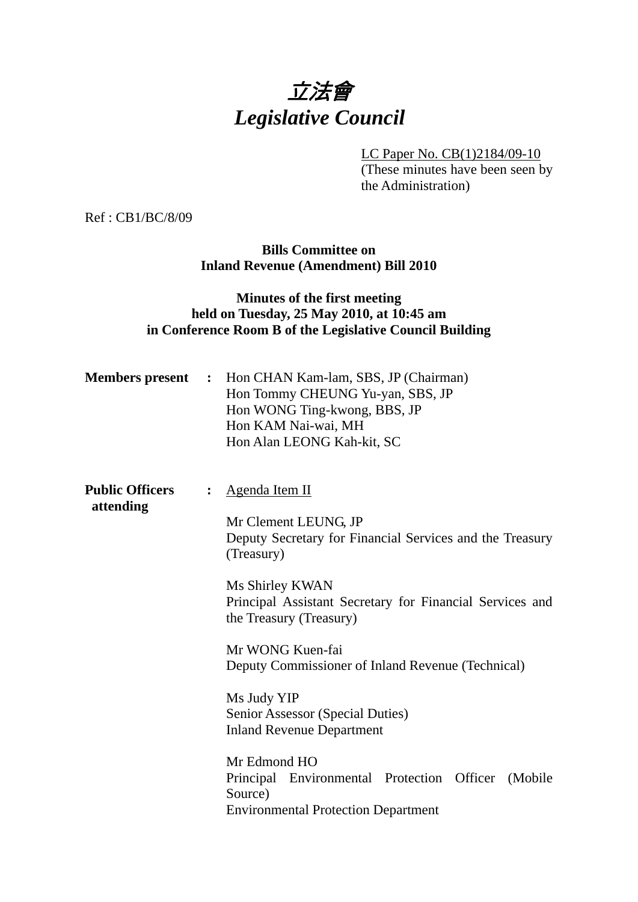# *立法會*
# *Legislative Council*

LC Paper No. CB(1)2184/09-10
(These minutes have been seen by the Administration)

Ref : CB1/BC/8/09

**Bills Committee on**
**Inland Revenue (Amendment) Bill 2010**

**Minutes of the first meeting**
**held on Tuesday, 25 May 2010, at 10:45 am**
**in Conference Room B of the Legislative Council Building**

**Members present** : Hon CHAN Kam-lam, SBS, JP (Chairman)
Hon Tommy CHEUNG Yu-yan, SBS, JP
Hon WONG Ting-kwong, BBS, JP
Hon KAM Nai-wai, MH
Hon Alan LEONG Kah-kit, SC

**Public Officers attending** : Agenda Item II

Mr Clement LEUNG, JP
Deputy Secretary for Financial Services and the Treasury (Treasury)

Ms Shirley KWAN
Principal Assistant Secretary for Financial Services and the Treasury (Treasury)

Mr WONG Kuen-fai
Deputy Commissioner of Inland Revenue (Technical)

Ms Judy YIP
Senior Assessor (Special Duties)
Inland Revenue Department

Mr Edmond HO
Principal Environmental Protection Officer (Mobile Source)
Environmental Protection Department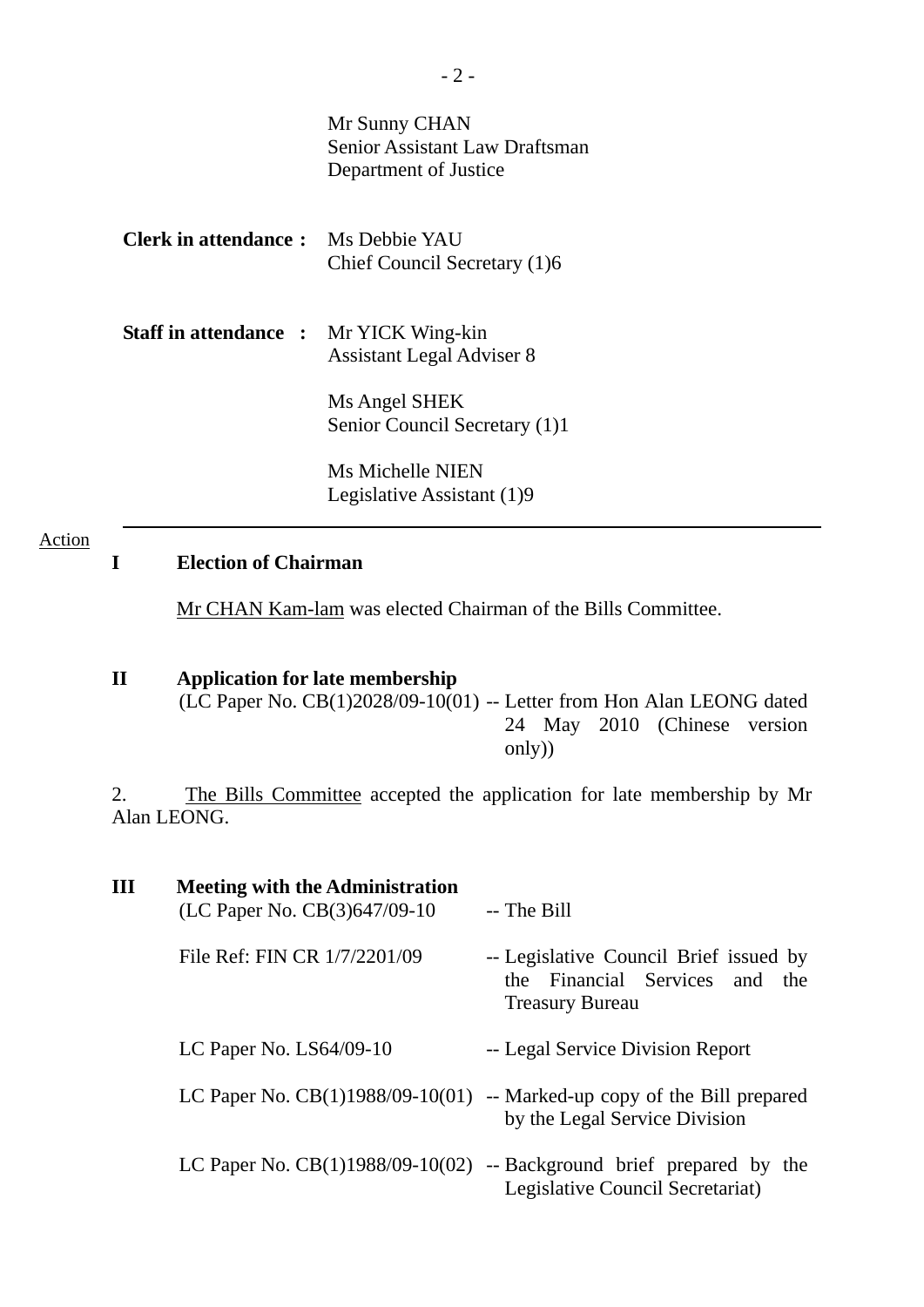Mr Sunny CHAN
Senior Assistant Law Draftsman
Department of Justice

**Clerk in attendance :** Ms Debbie YAU
Chief Council Secretary (1)6

**Staff in attendance :** Mr YICK Wing-kin
Assistant Legal Adviser 8

Ms Angel SHEK
Senior Council Secretary (1)1

Ms Michelle NIEN
Legislative Assistant (1)9

---

Action

## I Election of Chairman

Mr CHAN Kam-lam was elected Chairman of the Bills Committee.

## II Application for late membership

(LC Paper No. CB(1)2028/09-10(01) -- Letter from Hon Alan LEONG dated 24 May 2010 (Chinese version only))

2. The Bills Committee accepted the application for late membership by Mr Alan LEONG.

## III Meeting with the Administration

| | |
|---|---|
| (LC Paper No. CB(3)647/09-10 | -- The Bill |
| File Ref: FIN CR 1/7/2201/09 | -- Legislative Council Brief issued by the Financial Services and the Treasury Bureau |
| LC Paper No. LS64/09-10 | -- Legal Service Division Report |
| LC Paper No. CB(1)1988/09-10(01) | -- Marked-up copy of the Bill prepared by the Legal Service Division |
| LC Paper No. CB(1)1988/09-10(02) | -- Background brief prepared by the Legislative Council Secretariat) |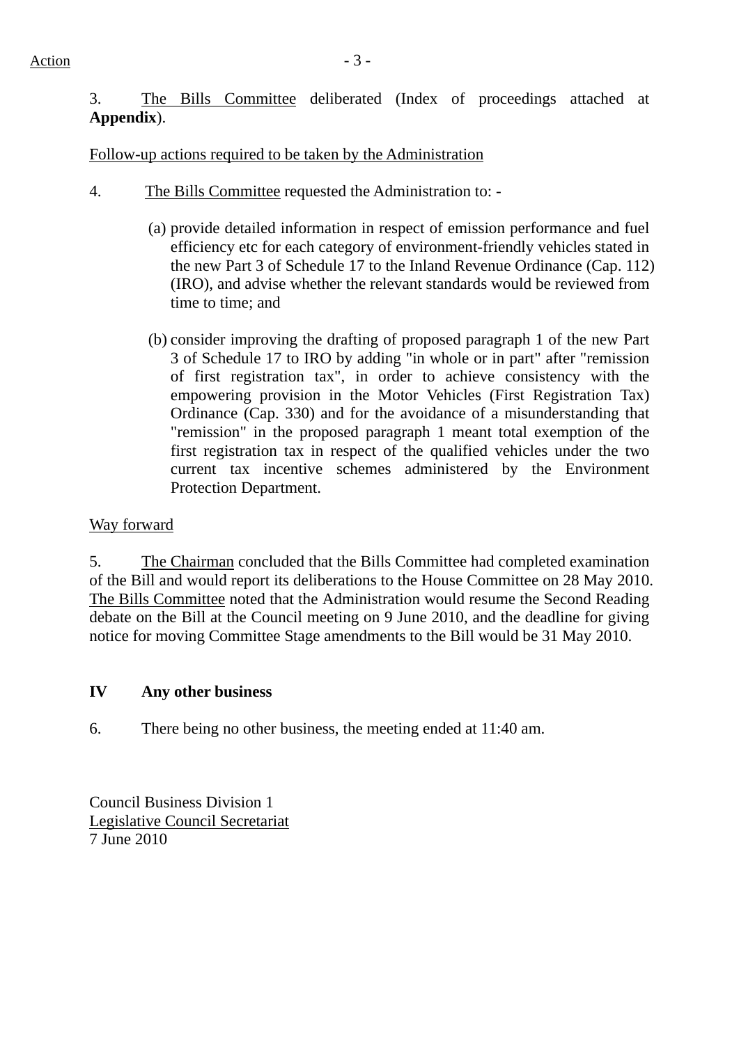3. The Bills Committee deliberated (Index of proceedings attached at **Appendix**).

Follow-up actions required to be taken by the Administration

4. The Bills Committee requested the Administration to: -

(a) provide detailed information in respect of emission performance and fuel efficiency etc for each category of environment-friendly vehicles stated in the new Part 3 of Schedule 17 to the Inland Revenue Ordinance (Cap. 112) (IRO), and advise whether the relevant standards would be reviewed from time to time; and

(b) consider improving the drafting of proposed paragraph 1 of the new Part 3 of Schedule 17 to IRO by adding "in whole or in part" after "remission of first registration tax", in order to achieve consistency with the empowering provision in the Motor Vehicles (First Registration Tax) Ordinance (Cap. 330) and for the avoidance of a misunderstanding that "remission" in the proposed paragraph 1 meant total exemption of the first registration tax in respect of the qualified vehicles under the two current tax incentive schemes administered by the Environment Protection Department.

Way forward

5. The Chairman concluded that the Bills Committee had completed examination of the Bill and would report its deliberations to the House Committee on 28 May 2010. The Bills Committee noted that the Administration would resume the Second Reading debate on the Bill at the Council meeting on 9 June 2010, and the deadline for giving notice for moving Committee Stage amendments to the Bill would be 31 May 2010.

## IV Any other business

6. There being no other business, the meeting ended at 11:40 am.

Council Business Division 1
Legislative Council Secretariat
7 June 2010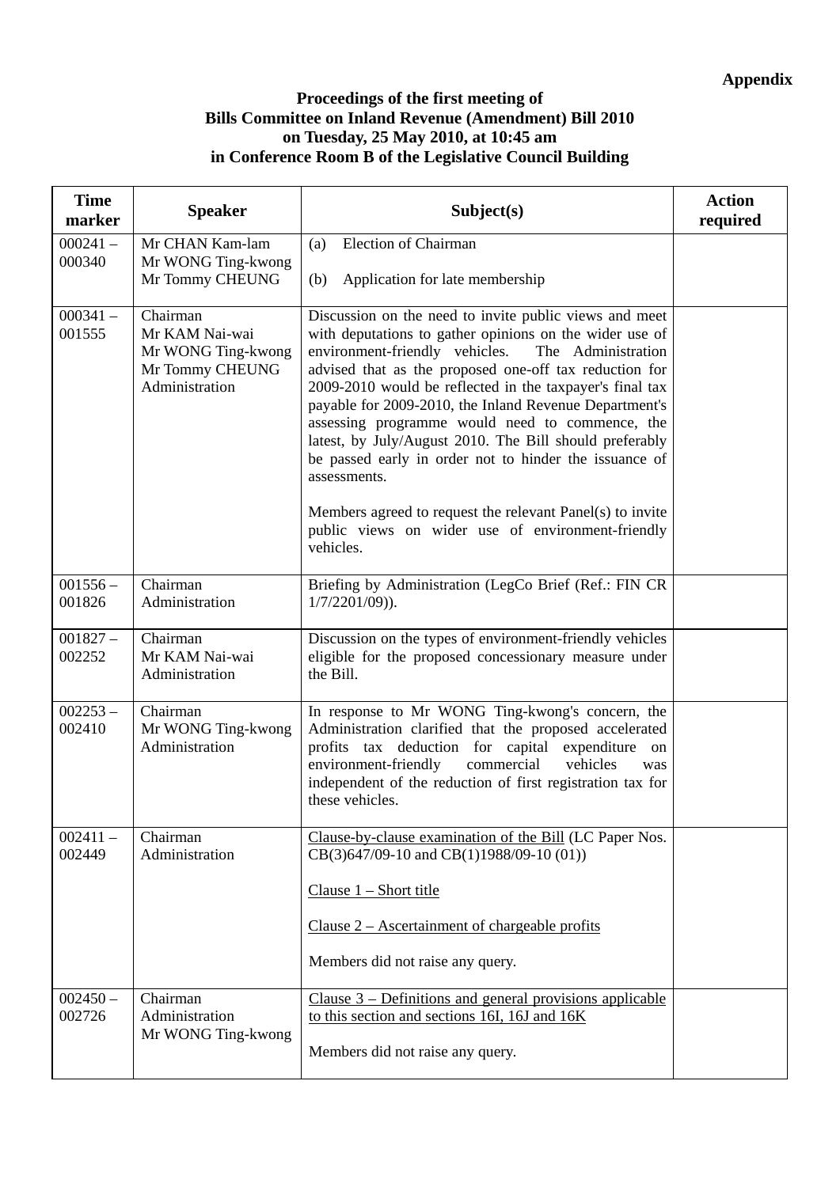**Appendix**

**Proceedings of the first meeting of Bills Committee on Inland Revenue (Amendment) Bill 2010 on Tuesday, 25 May 2010, at 10:45 am in Conference Room B of the Legislative Council Building**

| Time marker | Speaker | Subject(s) | Action required |
|---|---|---|---|
| 000241 – 000340 | Mr CHAN Kam-lam<br>Mr WONG Ting-kwong<br>Mr Tommy CHEUNG | (a) Election of Chairman<br><br>(b) Application for late membership | |
| 000341 – 001555 | Chairman<br>Mr KAM Nai-wai<br>Mr WONG Ting-kwong<br>Mr Tommy CHEUNG<br>Administration | Discussion on the need to invite public views and meet with deputations to gather opinions on the wider use of environment-friendly vehicles. The Administration advised that as the proposed one-off tax reduction for 2009-2010 would be reflected in the taxpayer's final tax payable for 2009-2010, the Inland Revenue Department's assessing programme would need to commence, the latest, by July/August 2010. The Bill should preferably be passed early in order not to hinder the issuance of assessments.<br><br>Members agreed to request the relevant Panel(s) to invite public views on wider use of environment-friendly vehicles. | |
| 001556 – 001826 | Chairman<br>Administration | Briefing by Administration (LegCo Brief (Ref.: FIN CR 1/7/2201/09)). | |
| 001827 – 002252 | Chairman<br>Mr KAM Nai-wai<br>Administration | Discussion on the types of environment-friendly vehicles eligible for the proposed concessionary measure under the Bill. | |
| 002253 – 002410 | Chairman<br>Mr WONG Ting-kwong<br>Administration | In response to Mr WONG Ting-kwong's concern, the Administration clarified that the proposed accelerated profits tax deduction for capital expenditure on environment-friendly commercial vehicles was independent of the reduction of first registration tax for these vehicles. | |
| 002411 – 002449 | Chairman<br>Administration | Clause-by-clause examination of the Bill (LC Paper Nos. CB(3)647/09-10 and CB(1)1988/09-10 (01))<br><br>Clause 1 – Short title<br><br>Clause 2 – Ascertainment of chargeable profits<br><br>Members did not raise any query. | |
| 002450 – 002726 | Chairman<br>Administration<br>Mr WONG Ting-kwong | Clause 3 – Definitions and general provisions applicable to this section and sections 16I, 16J and 16K<br><br>Members did not raise any query. | |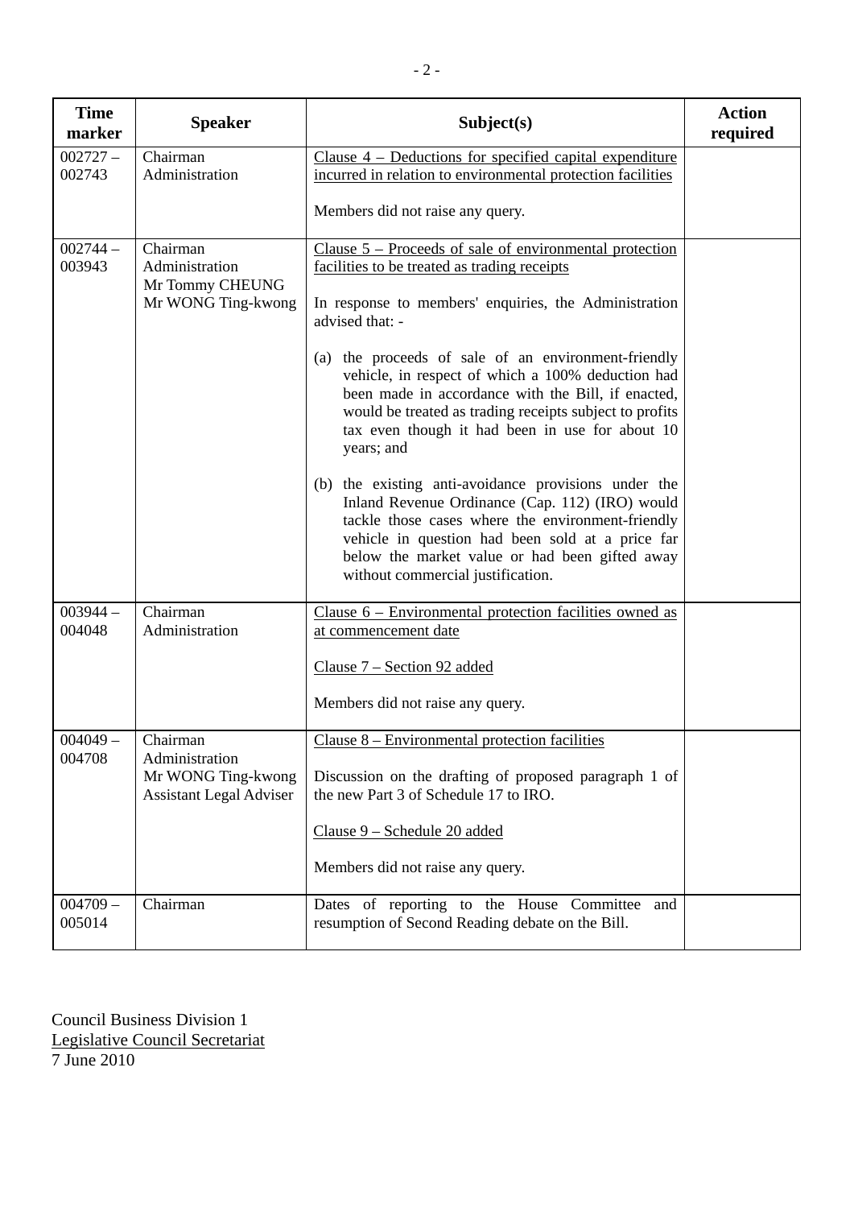| Time marker | Speaker | Subject(s) | Action required |
| --- | --- | --- | --- |
| 002727 – 002743 | Chairman<br>Administration | Clause 4 – Deductions for specified capital expenditure incurred in relation to environmental protection facilities<br><br>Members did not raise any query. | |
| 002744 – 003943 | Chairman<br>Administration<br>Mr Tommy CHEUNG<br>Mr WONG Ting-kwong | Clause 5 – Proceeds of sale of environmental protection facilities to be treated as trading receipts<br><br>In response to members' enquiries, the Administration advised that: -<br><br>(a) the proceeds of sale of an environment-friendly vehicle, in respect of which a 100% deduction had been made in accordance with the Bill, if enacted, would be treated as trading receipts subject to profits tax even though it had been in use for about 10 years; and<br><br>(b) the existing anti-avoidance provisions under the Inland Revenue Ordinance (Cap. 112) (IRO) would tackle those cases where the environment-friendly vehicle in question had been sold at a price far below the market value or had been gifted away without commercial justification. | |
| 003944 – 004048 | Chairman<br>Administration | Clause 6 – Environmental protection facilities owned as at commencement date<br><br>Clause 7 – Section 92 added<br><br>Members did not raise any query. | |
| 004049 – 004708 | Chairman<br>Administration<br>Mr WONG Ting-kwong<br>Assistant Legal Adviser | Clause 8 – Environmental protection facilities<br><br>Discussion on the drafting of proposed paragraph 1 of the new Part 3 of Schedule 17 to IRO.<br><br>Clause 9 – Schedule 20 added<br><br>Members did not raise any query. | |
| 004709 – 005014 | Chairman | Dates of reporting to the House Committee and resumption of Second Reading debate on the Bill. | |

Council Business Division 1
Legislative Council Secretariat
7 June 2010